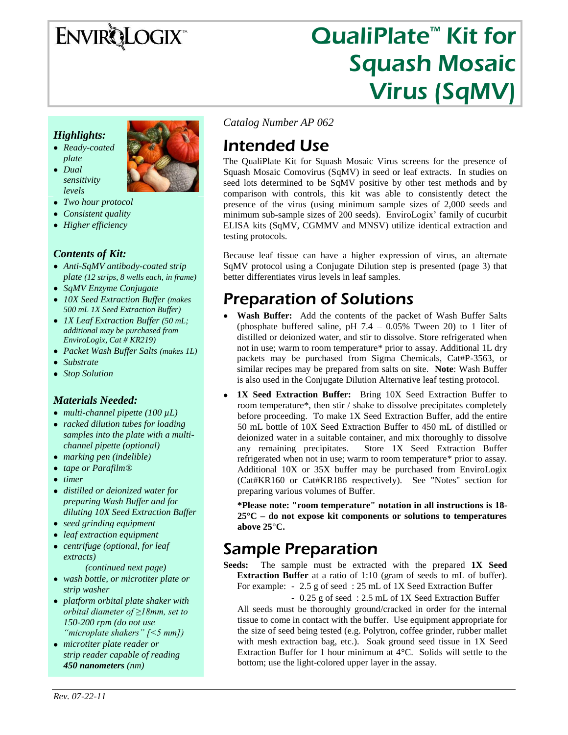# EnviroLogix™

# QualiPlate™ Kit for Squash Mosaic Virus (SqMV)

### *Highlights:*

- *Ready-coated plate*
- *Dual sensitivity levels*
- *Two hour protocol*
- *Consistent quality*
- *Higher efficiency*

### *Contents of Kit:*

- *Anti-SqMV antibody-coated strip plate (12 strips, 8 wells each, in frame)*
- *SqMV Enzyme Conjugate*
- *10X Seed Extraction Buffer (makes 500 mL 1X Seed Extraction Buffer)*
- *1X Leaf Extraction Buffer (50 mL; additional may be purchased from EnviroLogix, Cat # KR219)*
- *Packet Wash Buffer Salts (makes 1L)*
- *Substrate*
- *Stop Solution*

### *Materials Needed:*

- *multi-channel pipette (100 µL)*
- *racked dilution tubes for loading samples into the plate with a multi-channel pipette (optional)*
- *marking pen (indelible)*
- *tape or Parafilm®*
- *timer*
- *distilled or deionized water for preparing Wash Buffer and for diluting 10X Seed Extraction Buffer*
- *seed grinding equipment*
- *leaf extraction equipment*
- *centrifuge (optional, for leaf extracts)*

  *(continued next page)*
- *wash bottle, or microtiter plate or strip washer*
- *platform orbital plate shaker with orbital diameter of ≥18mm, set to 150-200 rpm (do not use "microplate shakers" [<5 mm])*
- *microtiter plate reader or strip reader capable of reading* ***450 nanometers*** *(nm)*

*Catalog Number AP 062*

## Intended Use

The QualiPlate Kit for Squash Mosaic Virus screens for the presence of Squash Mosaic Comovirus (SqMV) in seed or leaf extracts. In studies on seed lots determined to be SqMV positive by other test methods and by comparison with controls, this kit was able to consistently detect the presence of the virus (using minimum sample sizes of 2,000 seeds and minimum sub-sample sizes of 200 seeds). EnviroLogix' family of cucurbit ELISA kits (SqMV, CGMMV and MNSV) utilize identical extraction and testing protocols.

Because leaf tissue can have a higher expression of virus, an alternate SqMV protocol using a Conjugate Dilution step is presented (page 3) that better differentiates virus levels in leaf samples.

## Preparation of Solutions

- **Wash Buffer:** Add the contents of the packet of Wash Buffer Salts (phosphate buffered saline, pH 7.4 – 0.05% Tween 20) to 1 liter of distilled or deionized water, and stir to dissolve. Store refrigerated when not in use; warm to room temperature* prior to assay. Additional 1L dry packets may be purchased from Sigma Chemicals, Cat#P-3563, or similar recipes may be prepared from salts on site. **Note**: Wash Buffer is also used in the Conjugate Dilution Alternative leaf testing protocol.
- **1X Seed Extraction Buffer:** Bring 10X Seed Extraction Buffer to room temperature*, then stir / shake to dissolve precipitates completely before proceeding. To make 1X Seed Extraction Buffer, add the entire 50 mL bottle of 10X Seed Extraction Buffer to 450 mL of distilled or deionized water in a suitable container, and mix thoroughly to dissolve any remaining precipitates. Store 1X Seed Extraction Buffer refrigerated when not in use; warm to room temperature* prior to assay. Additional 10X or 35X buffer may be purchased from EnviroLogix (Cat#KR160 or Cat#KR186 respectively). See "Notes" section for preparing various volumes of Buffer.

  **\*Please note: "room temperature" notation in all instructions is 18-25°C – do not expose kit components or solutions to temperatures above 25°C.**

## Sample Preparation

**Seeds:** The sample must be extracted with the prepared **1X Seed Extraction Buffer** at a ratio of 1:10 (gram of seeds to mL of buffer). For example: - 2.5 g of seed : 25 mL of 1X Seed Extraction Buffer

- 0.25 g of seed : 2.5 mL of 1X Seed Extraction Buffer

All seeds must be thoroughly ground/cracked in order for the internal tissue to come in contact with the buffer. Use equipment appropriate for the size of seed being tested (e.g. Polytron, coffee grinder, rubber mallet with mesh extraction bag, etc.). Soak ground seed tissue in 1X Seed Extraction Buffer for 1 hour minimum at 4°C. Solids will settle to the bottom; use the light-colored upper layer in the assay.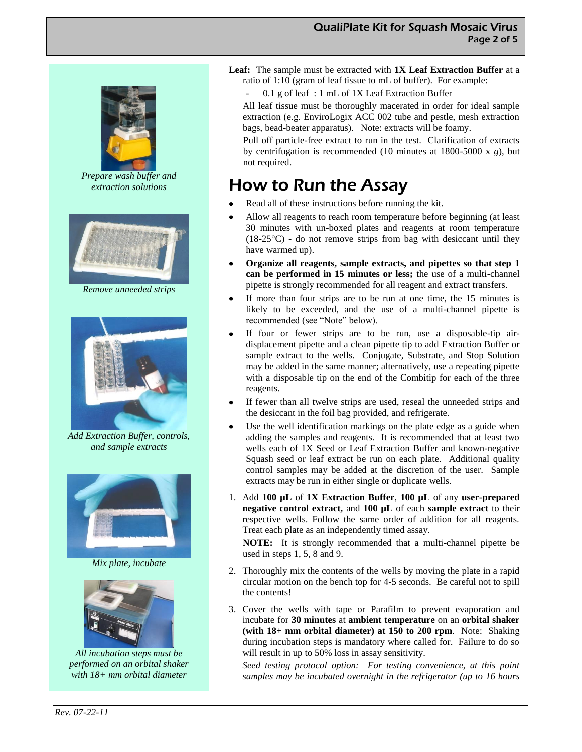*Prepare wash buffer and extraction solutions*

*Remove unneeded strips*

*Add Extraction Buffer, controls, and sample extracts*

*Mix plate, incubate*

*All incubation steps must be performed on an orbital shaker with 18+ mm orbital diameter*

**Leaf:** The sample must be extracted with **1X Leaf Extraction Buffer** at a ratio of 1:10 (gram of leaf tissue to mL of buffer). For example:

- 0.1 g of leaf : 1 mL of 1X Leaf Extraction Buffer

All leaf tissue must be thoroughly macerated in order for ideal sample extraction (e.g. EnviroLogix ACC 002 tube and pestle, mesh extraction bags, bead-beater apparatus). Note: extracts will be foamy.

Pull off particle-free extract to run in the test. Clarification of extracts by centrifugation is recommended (10 minutes at 1800-5000 x *g*), but not required.

# How to Run the Assay

- Read all of these instructions before running the kit.
- Allow all reagents to reach room temperature before beginning (at least 30 minutes with un-boxed plates and reagents at room temperature (18-25°C) - do not remove strips from bag with desiccant until they have warmed up).
- **Organize all reagents, sample extracts, and pipettes so that step 1 can be performed in 15 minutes or less;** the use of a multi-channel pipette is strongly recommended for all reagent and extract transfers.
- If more than four strips are to be run at one time, the 15 minutes is likely to be exceeded, and the use of a multi-channel pipette is recommended (see "Note" below).
- If four or fewer strips are to be run, use a disposable-tip air-displacement pipette and a clean pipette tip to add Extraction Buffer or sample extract to the wells. Conjugate, Substrate, and Stop Solution may be added in the same manner; alternatively, use a repeating pipette with a disposable tip on the end of the Combitip for each of the three reagents.
- If fewer than all twelve strips are used, reseal the unneeded strips and the desiccant in the foil bag provided, and refrigerate.
- Use the well identification markings on the plate edge as a guide when adding the samples and reagents. It is recommended that at least two wells each of 1X Seed or Leaf Extraction Buffer and known-negative Squash seed or leaf extract be run on each plate. Additional quality control samples may be added at the discretion of the user. Sample extracts may be run in either single or duplicate wells.

1. Add **100 µL** of **1X Extraction Buffer**, **100 µL** of any **user-prepared negative control extract,** and **100 µL** of each **sample extract** to their respective wells. Follow the same order of addition for all reagents. Treat each plate as an independently timed assay.

   **NOTE:** It is strongly recommended that a multi-channel pipette be used in steps 1, 5, 8 and 9.

2. Thoroughly mix the contents of the wells by moving the plate in a rapid circular motion on the bench top for 4-5 seconds. Be careful not to spill the contents!

3. Cover the wells with tape or Parafilm to prevent evaporation and incubate for **30 minutes** at **ambient temperature** on an **orbital shaker (with 18+ mm orbital diameter) at 150 to 200 rpm**. Note: Shaking during incubation steps is mandatory where called for. Failure to do so will result in up to 50% loss in assay sensitivity.

   *Seed testing protocol option: For testing convenience, at this point samples may be incubated overnight in the refrigerator (up to 16 hours*

Rev. 07-22-11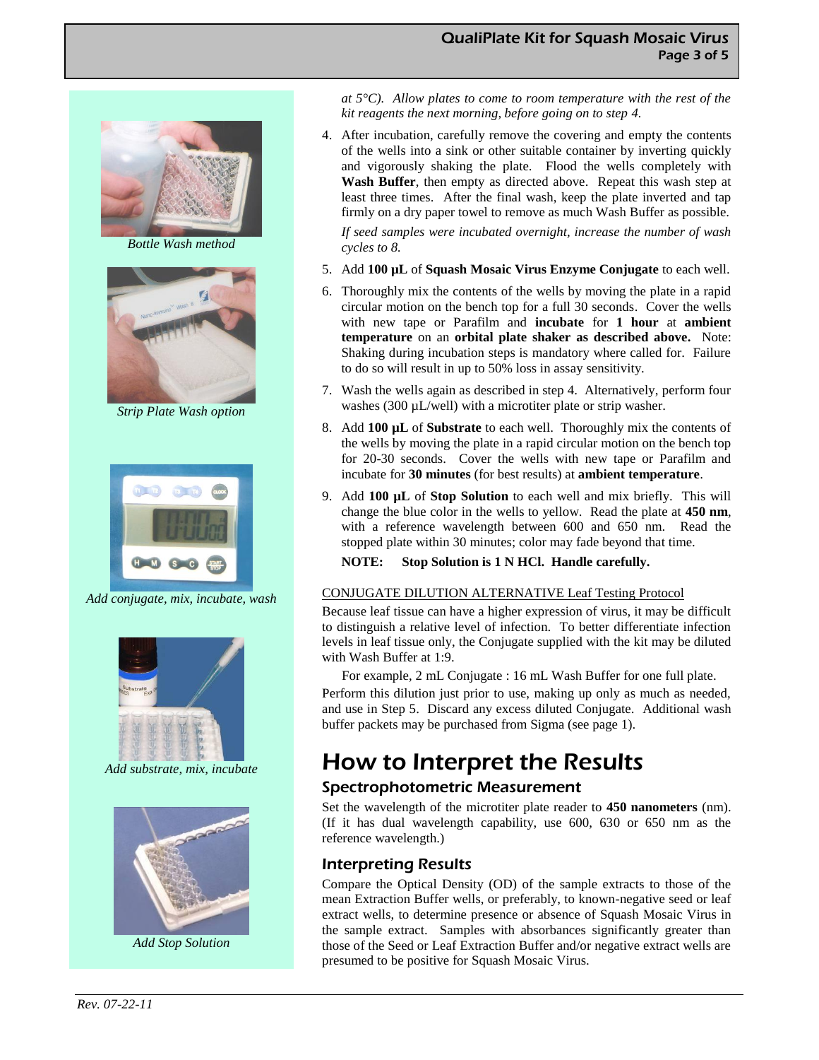*at 5°C). Allow plates to come to room temperature with the rest of the kit reagents the next morning, before going on to step 4.*

4. After incubation, carefully remove the covering and empty the contents of the wells into a sink or other suitable container by inverting quickly and vigorously shaking the plate. Flood the wells completely with **Wash Buffer**, then empty as directed above. Repeat this wash step at least three times. After the final wash, keep the plate inverted and tap firmly on a dry paper towel to remove as much Wash Buffer as possible.

   *If seed samples were incubated overnight, increase the number of wash cycles to 8.*

5. Add **100 µL** of **Squash Mosaic Virus Enzyme Conjugate** to each well.

6. Thoroughly mix the contents of the wells by moving the plate in a rapid circular motion on the bench top for a full 30 seconds. Cover the wells with new tape or Parafilm and **incubate** for **1 hour** at **ambient temperature** on an **orbital plate shaker as described above.** Note: Shaking during incubation steps is mandatory where called for. Failure to do so will result in up to 50% loss in assay sensitivity.

7. Wash the wells again as described in step 4. Alternatively, perform four washes (300 µL/well) with a microtiter plate or strip washer.

8. Add **100 µL** of **Substrate** to each well. Thoroughly mix the contents of the wells by moving the plate in a rapid circular motion on the bench top for 20-30 seconds. Cover the wells with new tape or Parafilm and incubate for **30 minutes** (for best results) at **ambient temperature**.

9. Add **100 µL** of **Stop Solution** to each well and mix briefly. This will change the blue color in the wells to yellow. Read the plate at **450 nm**, with a reference wavelength between 600 and 650 nm. Read the stopped plate within 30 minutes; color may fade beyond that time.

   **NOTE: Stop Solution is 1 N HCl. Handle carefully.**

*Bottle Wash method*

*Strip Plate Wash option*

*Add conjugate, mix, incubate, wash*

*Add substrate, mix, incubate*

*Add Stop Solution*

CONJUGATE DILUTION ALTERNATIVE Leaf Testing Protocol

Because leaf tissue can have a higher expression of virus, it may be difficult to distinguish a relative level of infection. To better differentiate infection levels in leaf tissue only, the Conjugate supplied with the kit may be diluted with Wash Buffer at 1:9.

For example, 2 mL Conjugate : 16 mL Wash Buffer for one full plate.

Perform this dilution just prior to use, making up only as much as needed, and use in Step 5. Discard any excess diluted Conjugate. Additional wash buffer packets may be purchased from Sigma (see page 1).

# How to Interpret the Results

## Spectrophotometric Measurement

Set the wavelength of the microtiter plate reader to **450 nanometers** (nm). (If it has dual wavelength capability, use 600, 630 or 650 nm as the reference wavelength.)

## Interpreting Results

Compare the Optical Density (OD) of the sample extracts to those of the mean Extraction Buffer wells, or preferably, to known-negative seed or leaf extract wells, to determine presence or absence of Squash Mosaic Virus in the sample extract. Samples with absorbances significantly greater than those of the Seed or Leaf Extraction Buffer and/or negative extract wells are presumed to be positive for Squash Mosaic Virus.

*Rev. 07-22-11*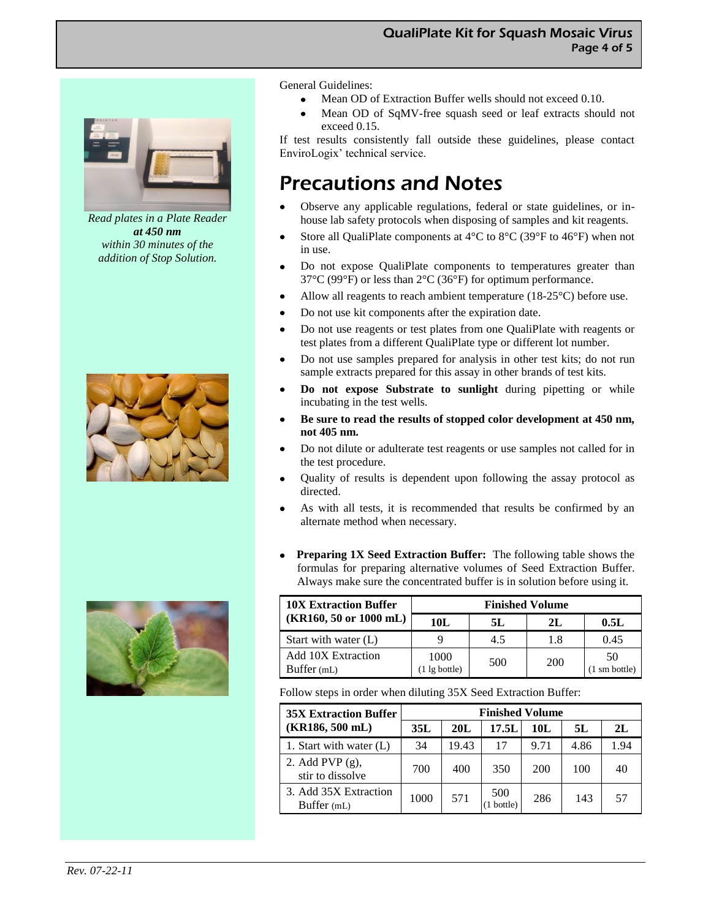*Read plates in a Plate Reader* ***at 450 nm*** *within 30 minutes of the addition of Stop Solution.*

General Guidelines:

- Mean OD of Extraction Buffer wells should not exceed 0.10.
- Mean OD of SqMV-free squash seed or leaf extracts should not exceed 0.15.

If test results consistently fall outside these guidelines, please contact EnviroLogix' technical service.

# Precautions and Notes

- Observe any applicable regulations, federal or state guidelines, or in-house lab safety protocols when disposing of samples and kit reagents.
- Store all QualiPlate components at 4°C to 8°C (39°F to 46°F) when not in use.
- Do not expose QualiPlate components to temperatures greater than 37°C (99°F) or less than 2°C (36°F) for optimum performance.
- Allow all reagents to reach ambient temperature (18-25°C) before use.
- Do not use kit components after the expiration date.
- Do not use reagents or test plates from one QualiPlate with reagents or test plates from a different QualiPlate type or different lot number.
- Do not use samples prepared for analysis in other test kits; do not run sample extracts prepared for this assay in other brands of test kits.
- **Do not expose Substrate to sunlight** during pipetting or while incubating in the test wells.
- **Be sure to read the results of stopped color development at 450 nm, not 405 nm.**
- Do not dilute or adulterate test reagents or use samples not called for in the test procedure.
- Quality of results is dependent upon following the assay protocol as directed.
- As with all tests, it is recommended that results be confirmed by an alternate method when necessary.
- **Preparing 1X Seed Extraction Buffer:** The following table shows the formulas for preparing alternative volumes of Seed Extraction Buffer. Always make sure the concentrated buffer is in solution before using it.

| 10X Extraction Buffer (KR160, 50 or 1000 mL) | Finished Volume | | | |
|---|---|---|---|---|
| | **10L** | **5L** | **2L** | **0.5L** |
| Start with water (L) | 9 | 4.5 | 1.8 | 0.45 |
| Add 10X Extraction Buffer (mL) | 1000 (1 lg bottle) | 500 | 200 | 50 (1 sm bottle) |

Follow steps in order when diluting 35X Seed Extraction Buffer:

| 35X Extraction Buffer (KR186, 500 mL) | Finished Volume | | | | | |
|---|---|---|---|---|---|---|
| | **35L** | **20L** | **17.5L** | **10L** | **5L** | **2L** |
| 1. Start with water (L) | 34 | 19.43 | 17 | 9.71 | 4.86 | 1.94 |
| 2. Add PVP (g), stir to dissolve | 700 | 400 | 350 | 200 | 100 | 40 |
| 3. Add 35X Extraction Buffer (mL) | 1000 | 571 | 500 (1 bottle) | 286 | 143 | 57 |

*Rev. 07-22-11*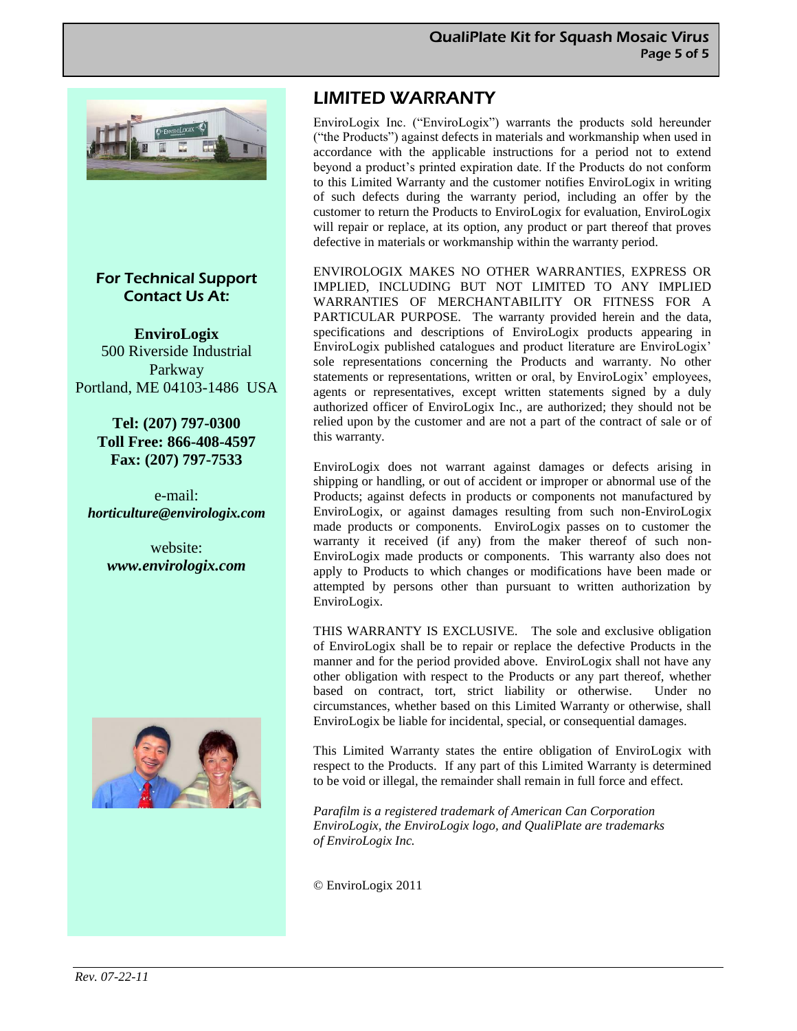## For Technical Support Contact Us At:

**EnviroLogix**
500 Riverside Industrial Parkway
Portland, ME 04103-1486 USA

**Tel: (207) 797-0300**
**Toll Free: 866-408-4597**
**Fax: (207) 797-7533**

e-mail:
***horticulture@envirologix.com***

website:
***www.envirologix.com***

# LIMITED WARRANTY

EnviroLogix Inc. ("EnviroLogix") warrants the products sold hereunder ("the Products") against defects in materials and workmanship when used in accordance with the applicable instructions for a period not to extend beyond a product's printed expiration date. If the Products do not conform to this Limited Warranty and the customer notifies EnviroLogix in writing of such defects during the warranty period, including an offer by the customer to return the Products to EnviroLogix for evaluation, EnviroLogix will repair or replace, at its option, any product or part thereof that proves defective in materials or workmanship within the warranty period.

ENVIROLOGIX MAKES NO OTHER WARRANTIES, EXPRESS OR IMPLIED, INCLUDING BUT NOT LIMITED TO ANY IMPLIED WARRANTIES OF MERCHANTABILITY OR FITNESS FOR A PARTICULAR PURPOSE. The warranty provided herein and the data, specifications and descriptions of EnviroLogix products appearing in EnviroLogix published catalogues and product literature are EnviroLogix' sole representations concerning the Products and warranty. No other statements or representations, written or oral, by EnviroLogix' employees, agents or representatives, except written statements signed by a duly authorized officer of EnviroLogix Inc., are authorized; they should not be relied upon by the customer and are not a part of the contract of sale or of this warranty.

EnviroLogix does not warrant against damages or defects arising in shipping or handling, or out of accident or improper or abnormal use of the Products; against defects in products or components not manufactured by EnviroLogix, or against damages resulting from such non-EnviroLogix made products or components. EnviroLogix passes on to customer the warranty it received (if any) from the maker thereof of such non-EnviroLogix made products or components. This warranty also does not apply to Products to which changes or modifications have been made or attempted by persons other than pursuant to written authorization by EnviroLogix.

THIS WARRANTY IS EXCLUSIVE. The sole and exclusive obligation of EnviroLogix shall be to repair or replace the defective Products in the manner and for the period provided above. EnviroLogix shall not have any other obligation with respect to the Products or any part thereof, whether based on contract, tort, strict liability or otherwise. Under no circumstances, whether based on this Limited Warranty or otherwise, shall EnviroLogix be liable for incidental, special, or consequential damages.

This Limited Warranty states the entire obligation of EnviroLogix with respect to the Products. If any part of this Limited Warranty is determined to be void or illegal, the remainder shall remain in full force and effect.

*Parafilm is a registered trademark of American Can Corporation*
*EnviroLogix, the EnviroLogix logo, and QualiPlate are trademarks of EnviroLogix Inc.*

© EnviroLogix 2011

*Rev. 07-22-11*